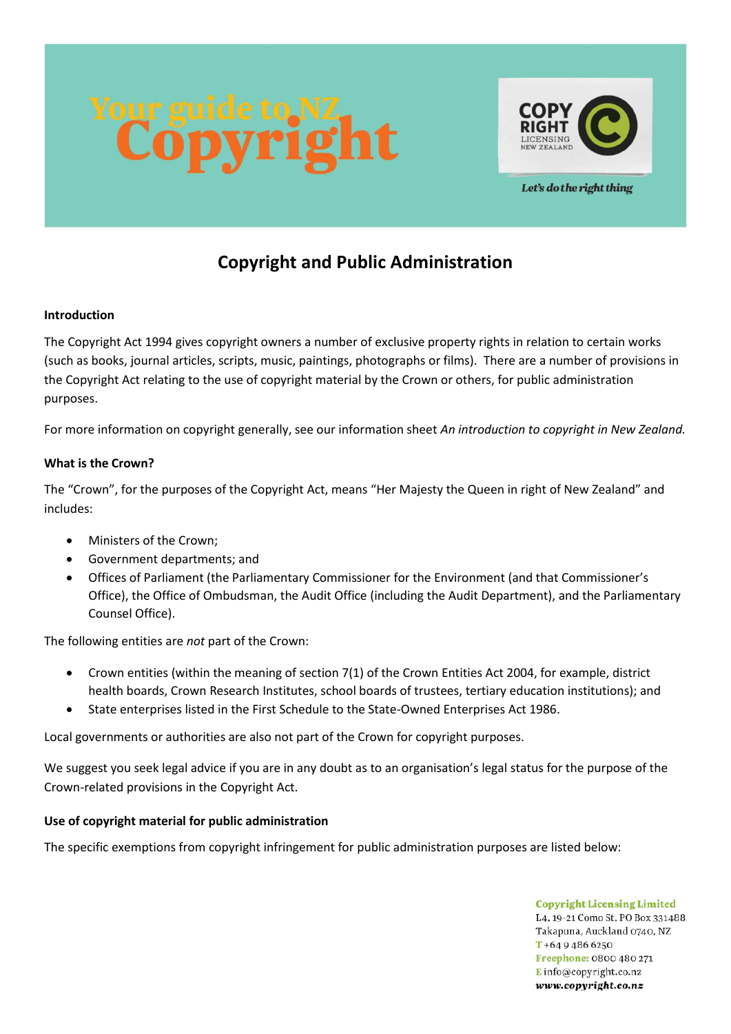Your guide to NZ Copyright

COPY RIGHT LICENSING NEW ZEALAND

*Let's do the right thing*

# Copyright and Public Administration

**Introduction**

The Copyright Act 1994 gives copyright owners a number of exclusive property rights in relation to certain works (such as books, journal articles, scripts, music, paintings, photographs or films). There are a number of provisions in the Copyright Act relating to the use of copyright material by the Crown or others, for public administration purposes.

For more information on copyright generally, see our information sheet *An introduction to copyright in New Zealand.*

**What is the Crown?**

The "Crown", for the purposes of the Copyright Act, means "Her Majesty the Queen in right of New Zealand" and includes:

- Ministers of the Crown;
- Government departments; and
- Offices of Parliament (the Parliamentary Commissioner for the Environment (and that Commissioner's Office), the Office of Ombudsman, the Audit Office (including the Audit Department), and the Parliamentary Counsel Office).

The following entities are *not* part of the Crown:

- Crown entities (within the meaning of section 7(1) of the Crown Entities Act 2004, for example, district health boards, Crown Research Institutes, school boards of trustees, tertiary education institutions); and
- State enterprises listed in the First Schedule to the State-Owned Enterprises Act 1986.

Local governments or authorities are also not part of the Crown for copyright purposes.

We suggest you seek legal advice if you are in any doubt as to an organisation's legal status for the purpose of the Crown-related provisions in the Copyright Act.

**Use of copyright material for public administration**

The specific exemptions from copyright infringement for public administration purposes are listed below:

Copyright Licensing Limited
L4, 19-21 Como St, PO Box 331488
Takapuna, Auckland 0740, NZ
T +64 9 486 6250
Freephone: 0800 480 271
E info@copyright.co.nz
www.copyright.co.nz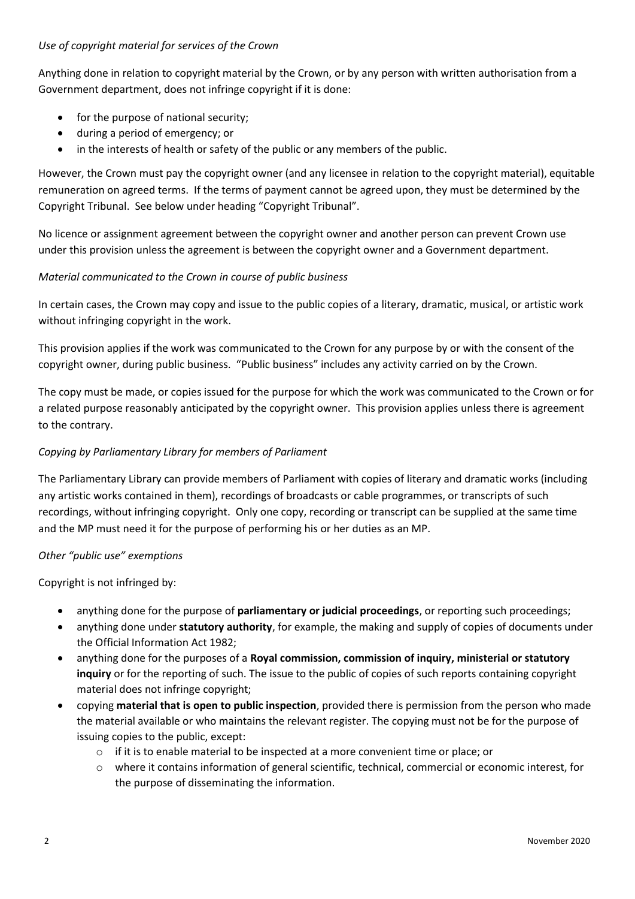*Use of copyright material for services of the Crown*

Anything done in relation to copyright material by the Crown, or by any person with written authorisation from a Government department, does not infringe copyright if it is done:

- for the purpose of national security;
- during a period of emergency; or
- in the interests of health or safety of the public or any members of the public.

However, the Crown must pay the copyright owner (and any licensee in relation to the copyright material), equitable remuneration on agreed terms. If the terms of payment cannot be agreed upon, they must be determined by the Copyright Tribunal. See below under heading "Copyright Tribunal".

No licence or assignment agreement between the copyright owner and another person can prevent Crown use under this provision unless the agreement is between the copyright owner and a Government department.

*Material communicated to the Crown in course of public business*

In certain cases, the Crown may copy and issue to the public copies of a literary, dramatic, musical, or artistic work without infringing copyright in the work.

This provision applies if the work was communicated to the Crown for any purpose by or with the consent of the copyright owner, during public business. "Public business" includes any activity carried on by the Crown.

The copy must be made, or copies issued for the purpose for which the work was communicated to the Crown or for a related purpose reasonably anticipated by the copyright owner. This provision applies unless there is agreement to the contrary.

*Copying by Parliamentary Library for members of Parliament*

The Parliamentary Library can provide members of Parliament with copies of literary and dramatic works (including any artistic works contained in them), recordings of broadcasts or cable programmes, or transcripts of such recordings, without infringing copyright. Only one copy, recording or transcript can be supplied at the same time and the MP must need it for the purpose of performing his or her duties as an MP.

*Other "public use" exemptions*

Copyright is not infringed by:

- anything done for the purpose of **parliamentary or judicial proceedings**, or reporting such proceedings;
- anything done under **statutory authority**, for example, the making and supply of copies of documents under the Official Information Act 1982;
- anything done for the purposes of a **Royal commission, commission of inquiry, ministerial or statutory inquiry** or for the reporting of such. The issue to the public of copies of such reports containing copyright material does not infringe copyright;
- copying **material that is open to public inspection**, provided there is permission from the person who made the material available or who maintains the relevant register. The copying must not be for the purpose of issuing copies to the public, except:
    - if it is to enable material to be inspected at a more convenient time or place; or
    - where it contains information of general scientific, technical, commercial or economic interest, for the purpose of disseminating the information.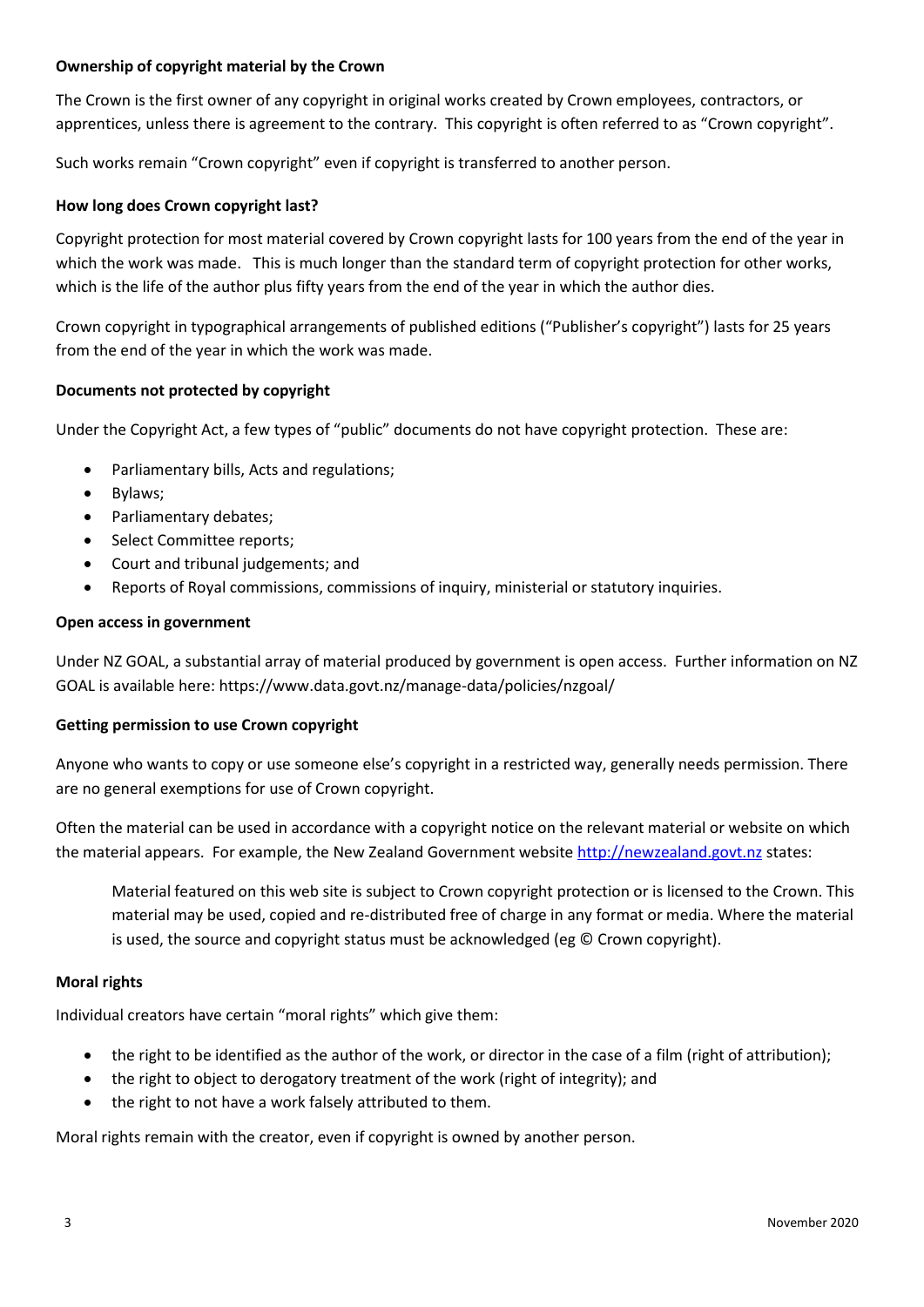**Ownership of copyright material by the Crown**

The Crown is the first owner of any copyright in original works created by Crown employees, contractors, or apprentices, unless there is agreement to the contrary. This copyright is often referred to as "Crown copyright".

Such works remain "Crown copyright" even if copyright is transferred to another person.

**How long does Crown copyright last?**

Copyright protection for most material covered by Crown copyright lasts for 100 years from the end of the year in which the work was made. This is much longer than the standard term of copyright protection for other works, which is the life of the author plus fifty years from the end of the year in which the author dies.

Crown copyright in typographical arrangements of published editions ("Publisher's copyright") lasts for 25 years from the end of the year in which the work was made.

**Documents not protected by copyright**

Under the Copyright Act, a few types of "public" documents do not have copyright protection. These are:

- Parliamentary bills, Acts and regulations;
- Bylaws;
- Parliamentary debates;
- Select Committee reports;
- Court and tribunal judgements; and
- Reports of Royal commissions, commissions of inquiry, ministerial or statutory inquiries.

**Open access in government**

Under NZ GOAL, a substantial array of material produced by government is open access. Further information on NZ GOAL is available here: https://www.data.govt.nz/manage-data/policies/nzgoal/

**Getting permission to use Crown copyright**

Anyone who wants to copy or use someone else's copyright in a restricted way, generally needs permission. There are no general exemptions for use of Crown copyright.

Often the material can be used in accordance with a copyright notice on the relevant material or website on which the material appears. For example, the New Zealand Government website [http://newzealand.govt.nz](http://newzealand.govt.nz) states:

> Material featured on this web site is subject to Crown copyright protection or is licensed to the Crown. This material may be used, copied and re-distributed free of charge in any format or media. Where the material is used, the source and copyright status must be acknowledged (eg © Crown copyright).

**Moral rights**

Individual creators have certain "moral rights" which give them:

- the right to be identified as the author of the work, or director in the case of a film (right of attribution);
- the right to object to derogatory treatment of the work (right of integrity); and
- the right to not have a work falsely attributed to them.

Moral rights remain with the creator, even if copyright is owned by another person.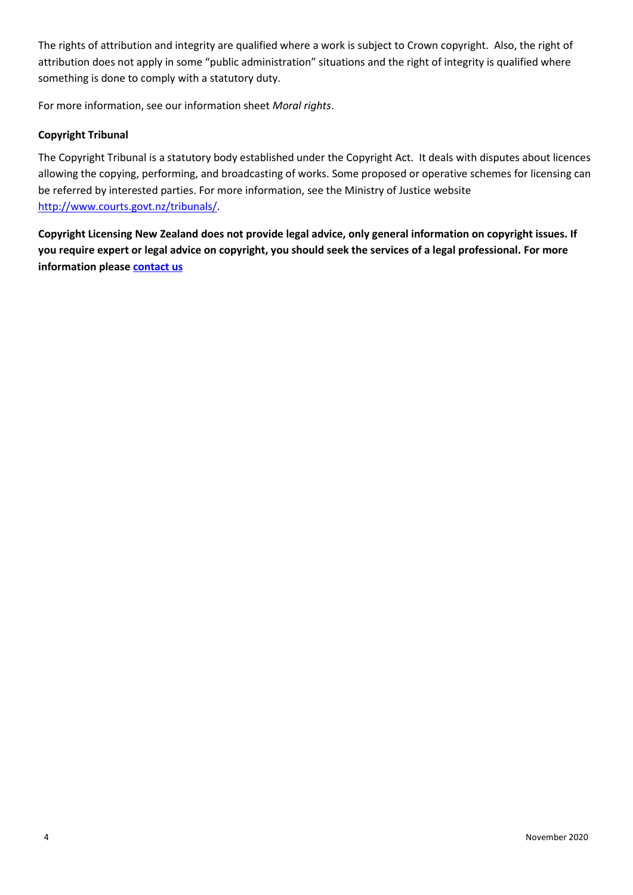The rights of attribution and integrity are qualified where a work is subject to Crown copyright. Also, the right of attribution does not apply in some "public administration" situations and the right of integrity is qualified where something is done to comply with a statutory duty.

For more information, see our information sheet *Moral rights*.

**Copyright Tribunal**

The Copyright Tribunal is a statutory body established under the Copyright Act. It deals with disputes about licences allowing the copying, performing, and broadcasting of works. Some proposed or operative schemes for licensing can be referred by interested parties. For more information, see the Ministry of Justice website [http://www.courts.govt.nz/tribunals/](http://www.courts.govt.nz/tribunals/).

**Copyright Licensing New Zealand does not provide legal advice, only general information on copyright issues. If you require expert or legal advice on copyright, you should seek the services of a legal professional. For more information please contact us**